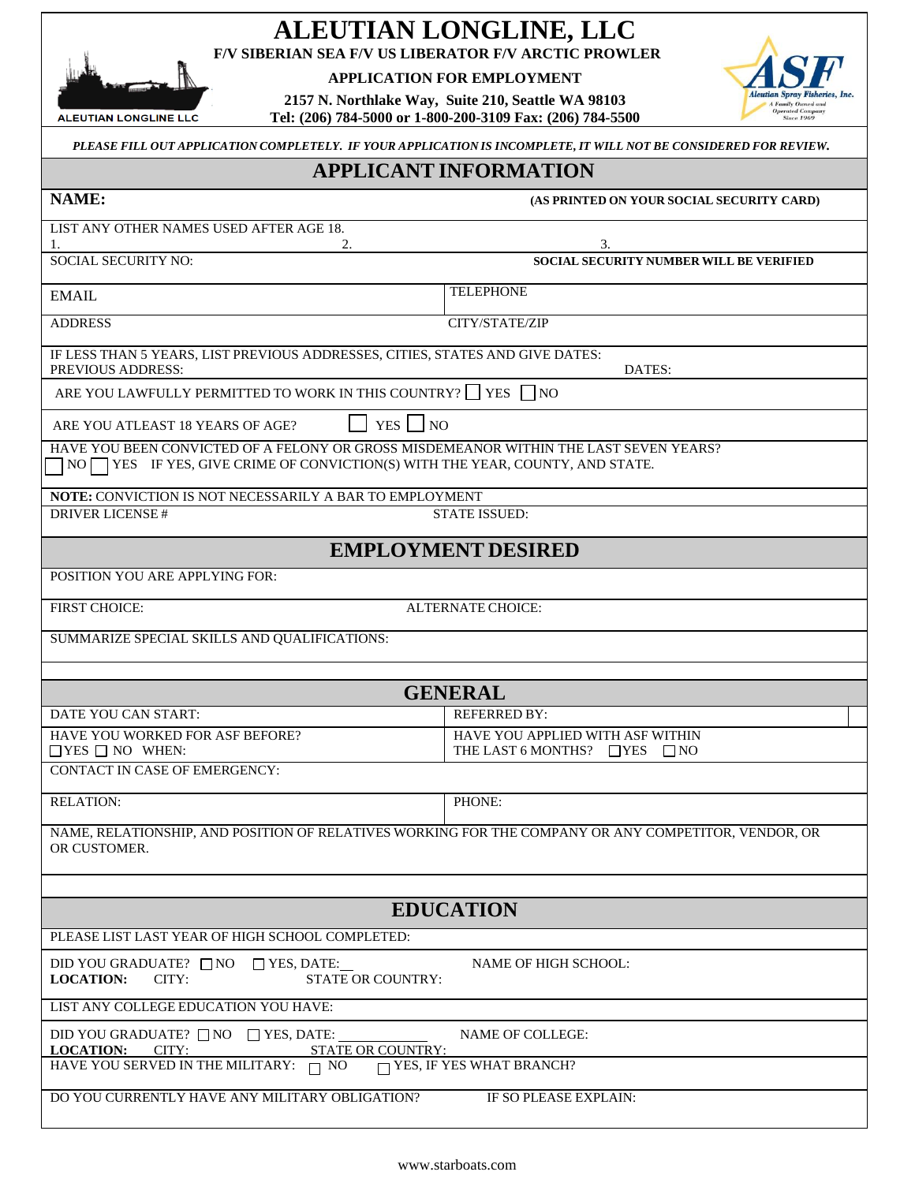# ALEUTIAN LONGLINE, LLC

**F/V SIBERIAN SEA F/V US LIBERATOR F/V ARCTIC PROWLER**

**APPLICATION FOR EMPLOYMENT**

**2157 N. Northlake Way, Suite 210, Seattle WA 98103**
**Tel: (206) 784-5000 or 1-800-200-3109 Fax: (206) 784-5500**

ALEUTIAN LONGLINE LLC

ASF Aleutian Spray Fisheries, Inc. A Family Owned and Operated Company Since 1969

***PLEASE FILL OUT APPLICATION COMPLETELY. IF YOUR APPLICATION IS INCOMPLETE, IT WILL NOT BE CONSIDERED FOR REVIEW.***

## APPLICANT INFORMATION

**NAME:** **(AS PRINTED ON YOUR SOCIAL SECURITY CARD)**

LIST ANY OTHER NAMES USED AFTER AGE 18.
1. 2. 3.

SOCIAL SECURITY NO: **SOCIAL SECURITY NUMBER WILL BE VERIFIED**

| EMAIL | TELEPHONE |
|---|---|
| ADDRESS | CITY/STATE/ZIP |

IF LESS THAN 5 YEARS, LIST PREVIOUS ADDRESSES, CITIES, STATES AND GIVE DATES:
PREVIOUS ADDRESS: DATES:

ARE YOU LAWFULLY PERMITTED TO WORK IN THIS COUNTRY? ☐ YES ☐ NO

ARE YOU ATLEAST 18 YEARS OF AGE? ☐ YES ☐ NO

HAVE YOU BEEN CONVICTED OF A FELONY OR GROSS MISDEMEANOR WITHIN THE LAST SEVEN YEARS?
☐ NO ☐ YES IF YES, GIVE CRIME OF CONVICTION(S) WITH THE YEAR, COUNTY, AND STATE.

**NOTE:** CONVICTION IS NOT NECESSARILY A BAR TO EMPLOYMENT

DRIVER LICENSE # STATE ISSUED:

## EMPLOYMENT DESIRED

POSITION YOU ARE APPLYING FOR:

FIRST CHOICE: ALTERNATE CHOICE:

SUMMARIZE SPECIAL SKILLS AND QUALIFICATIONS:

## GENERAL

| DATE YOU CAN START: | REFERRED BY: |
|---|---|
| HAVE YOU WORKED FOR ASF BEFORE? ☐YES ☐ NO WHEN: | HAVE YOU APPLIED WITH ASF WITHIN THE LAST 6 MONTHS? ☐YES ☐NO |

CONTACT IN CASE OF EMERGENCY:

| RELATION: | PHONE: |
|---|---|

NAME, RELATIONSHIP, AND POSITION OF RELATIVES WORKING FOR THE COMPANY OR ANY COMPETITOR, VENDOR, OR OR CUSTOMER.

## EDUCATION

PLEASE LIST LAST YEAR OF HIGH SCHOOL COMPLETED:

DID YOU GRADUATE? ☐ NO ☐ YES, DATE:\_\_ NAME OF HIGH SCHOOL:
**LOCATION:** CITY: STATE OR COUNTRY:

LIST ANY COLLEGE EDUCATION YOU HAVE:

DID YOU GRADUATE? ☐ NO ☐ YES, DATE: \_\_\_\_\_\_\_\_\_\_\_\_ NAME OF COLLEGE:
**LOCATION:** CITY: STATE OR COUNTRY:

HAVE YOU SERVED IN THE MILITARY: ☐ NO ☐ YES, IF YES WHAT BRANCH?

DO YOU CURRENTLY HAVE ANY MILITARY OBLIGATION? IF SO PLEASE EXPLAIN:

www.starboats.com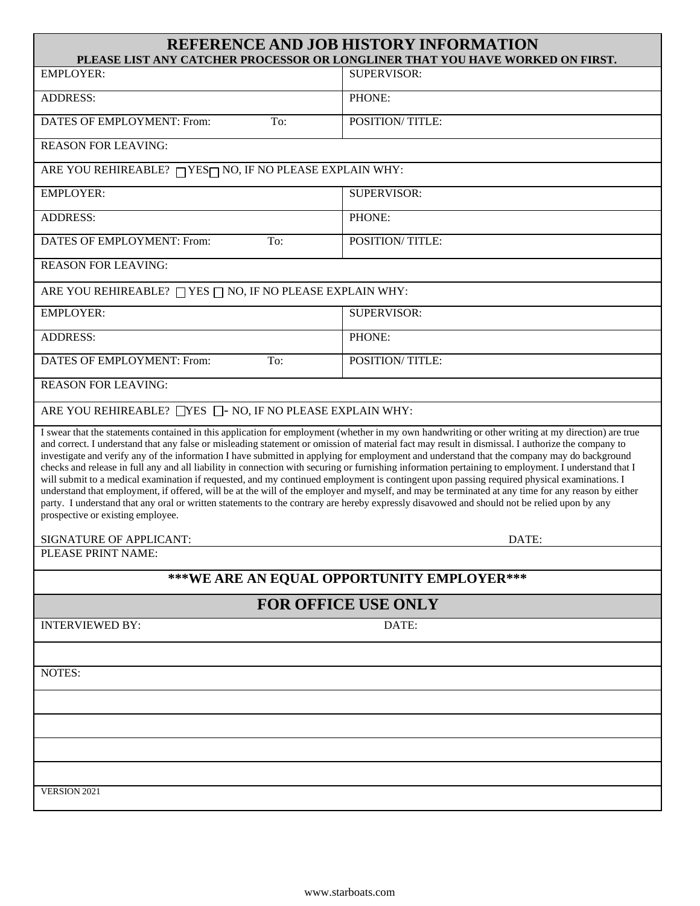# REFERENCE AND JOB HISTORY INFORMATION

**PLEASE LIST ANY CATCHER PROCESSOR OR LONGLINER THAT YOU HAVE WORKED ON FIRST.**

| | |
|---|---|
| EMPLOYER: | SUPERVISOR: |
| ADDRESS: | PHONE: |
| DATES OF EMPLOYMENT: From: To: | POSITION/ TITLE: |
| REASON FOR LEAVING: | |
| ARE YOU REHIREABLE? ☐ YES ☐ NO, IF NO PLEASE EXPLAIN WHY: | |
| EMPLOYER: | SUPERVISOR: |
| ADDRESS: | PHONE: |
| DATES OF EMPLOYMENT: From: To: | POSITION/ TITLE: |
| REASON FOR LEAVING: | |
| ARE YOU REHIREABLE? ☐ YES ☐ NO, IF NO PLEASE EXPLAIN WHY: | |
| EMPLOYER: | SUPERVISOR: |
| ADDRESS: | PHONE: |
| DATES OF EMPLOYMENT: From: To: | POSITION/ TITLE: |
| REASON FOR LEAVING: | |
| ARE YOU REHIREABLE? ☐ YES ☐ NO, IF NO PLEASE EXPLAIN WHY: | |

I swear that the statements contained in this application for employment (whether in my own handwriting or other writing at my direction) are true and correct. I understand that any false or misleading statement or omission of material fact may result in dismissal. I authorize the company to investigate and verify any of the information I have submitted in applying for employment and understand that the company may do background checks and release in full any and all liability in connection with securing or furnishing information pertaining to employment. I understand that I will submit to a medical examination if requested, and my continued employment is contingent upon passing required physical examinations. I understand that employment, if offered, will be at the will of the employer and myself, and may be terminated at any time for any reason by either party. I understand that any oral or written statements to the contrary are hereby expressly disavowed and should not be relied upon by any prospective or existing employee.

SIGNATURE OF APPLICANT: DATE:

PLEASE PRINT NAME:

**\*\*\*WE ARE AN EQUAL OPPORTUNITY EMPLOYER\*\*\***

## FOR OFFICE USE ONLY

INTERVIEWED BY: DATE:

NOTES:

VERSION 2021

www.starboats.com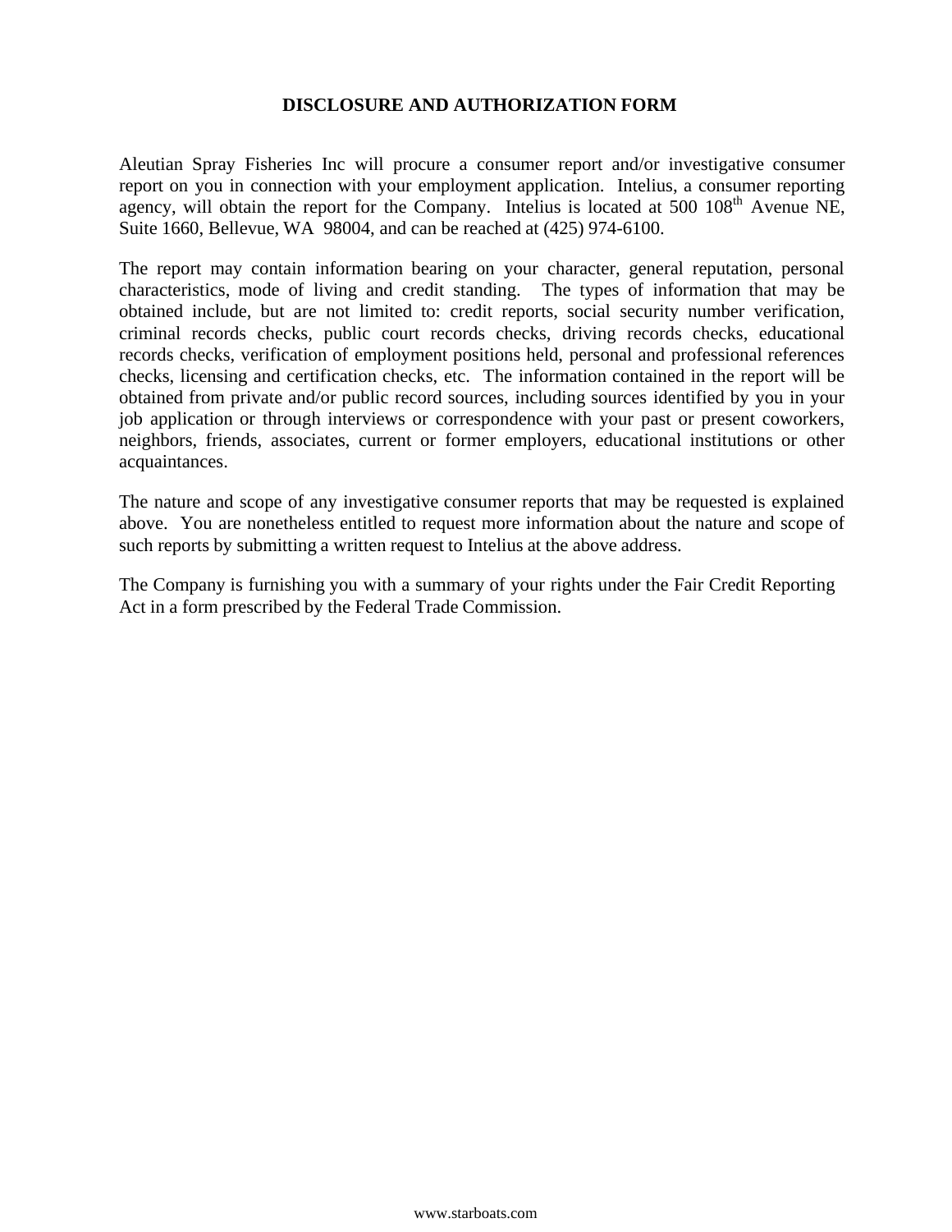# DISCLOSURE AND AUTHORIZATION FORM

Aleutian Spray Fisheries Inc will procure a consumer report and/or investigative consumer report on you in connection with your employment application. Intelius, a consumer reporting agency, will obtain the report for the Company. Intelius is located at 500 108th Avenue NE, Suite 1660, Bellevue, WA 98004, and can be reached at (425) 974-6100.

The report may contain information bearing on your character, general reputation, personal characteristics, mode of living and credit standing. The types of information that may be obtained include, but are not limited to: credit reports, social security number verification, criminal records checks, public court records checks, driving records checks, educational records checks, verification of employment positions held, personal and professional references checks, licensing and certification checks, etc. The information contained in the report will be obtained from private and/or public record sources, including sources identified by you in your job application or through interviews or correspondence with your past or present coworkers, neighbors, friends, associates, current or former employers, educational institutions or other acquaintances.

The nature and scope of any investigative consumer reports that may be requested is explained above. You are nonetheless entitled to request more information about the nature and scope of such reports by submitting a written request to Intelius at the above address.

The Company is furnishing you with a summary of your rights under the Fair Credit Reporting Act in a form prescribed by the Federal Trade Commission.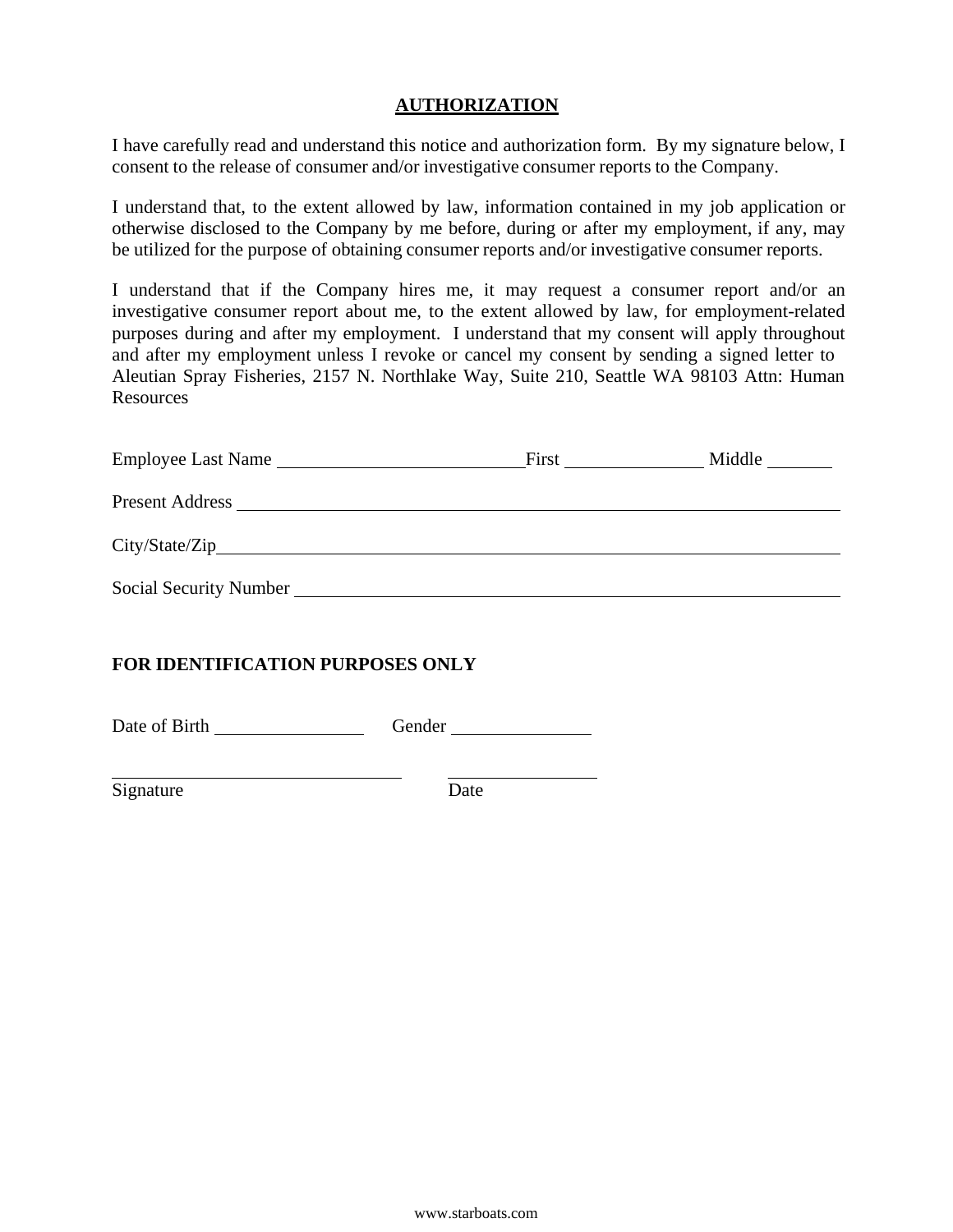## AUTHORIZATION

I have carefully read and understand this notice and authorization form. By my signature below, I consent to the release of consumer and/or investigative consumer reports to the Company.

I understand that, to the extent allowed by law, information contained in my job application or otherwise disclosed to the Company by me before, during or after my employment, if any, may be utilized for the purpose of obtaining consumer reports and/or investigative consumer reports.

I understand that if the Company hires me, it may request a consumer report and/or an investigative consumer report about me, to the extent allowed by law, for employment-related purposes during and after my employment. I understand that my consent will apply throughout and after my employment unless I revoke or cancel my consent by sending a signed letter to Aleutian Spray Fisheries, 2157 N. Northlake Way, Suite 210, Seattle WA 98103 Attn: Human Resources

Employee Last Name ____________________________ First ________________ Middle ________

Present Address ______________________________________________________________________

City/State/Zip________________________________________________________________________

Social Security Number _______________________________________________________________

**FOR IDENTIFICATION PURPOSES ONLY**

Date of Birth __________________ Gender _________________

__________________________________ ___________________

Signature Date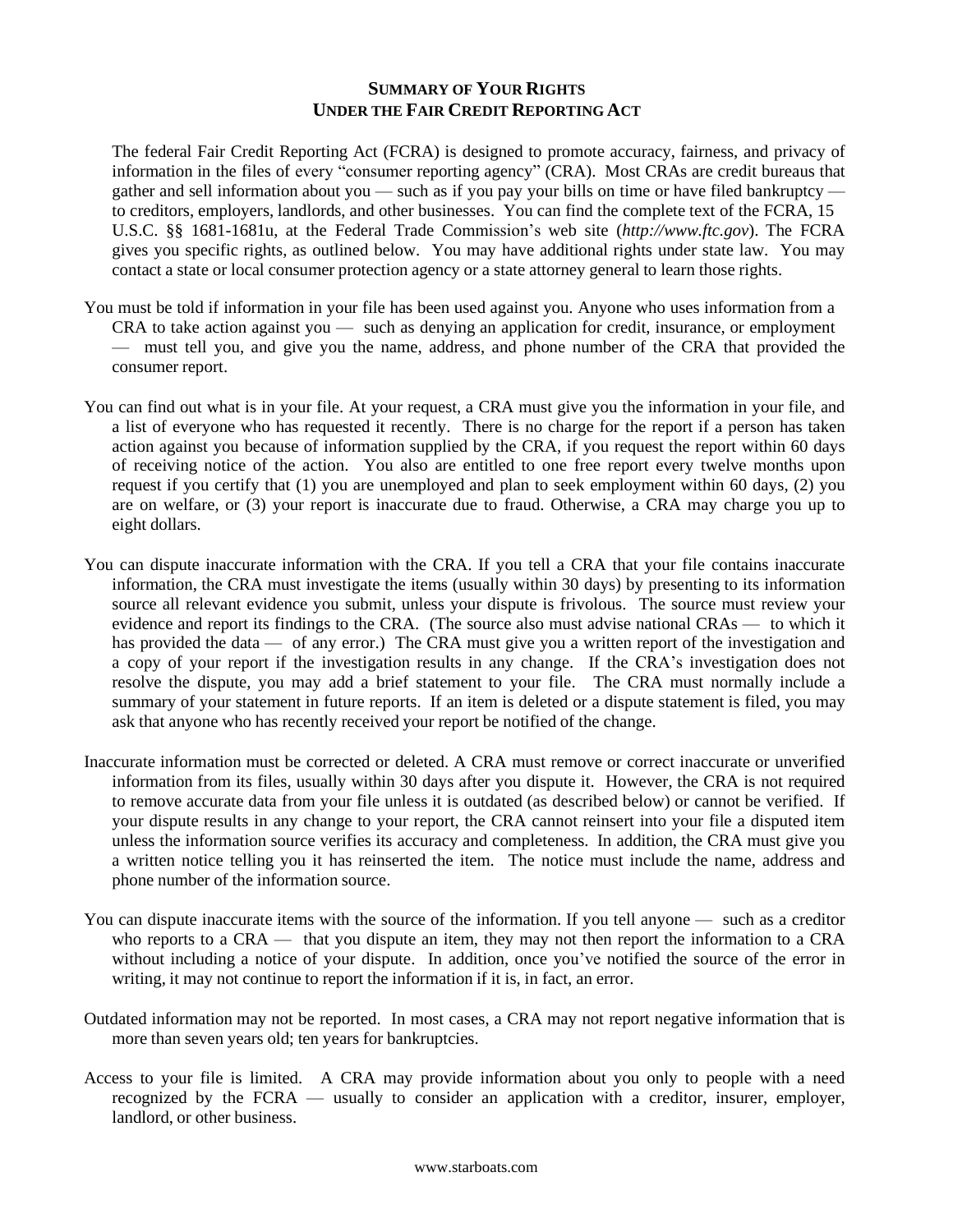# SUMMARY OF YOUR RIGHTS UNDER THE FAIR CREDIT REPORTING ACT

The federal Fair Credit Reporting Act (FCRA) is designed to promote accuracy, fairness, and privacy of information in the files of every "consumer reporting agency" (CRA). Most CRAs are credit bureaus that gather and sell information about you — such as if you pay your bills on time or have filed bankruptcy — to creditors, employers, landlords, and other businesses. You can find the complete text of the FCRA, 15 U.S.C. §§ 1681-1681u, at the Federal Trade Commission's web site (*http://www.ftc.gov*). The FCRA gives you specific rights, as outlined below. You may have additional rights under state law. You may contact a state or local consumer protection agency or a state attorney general to learn those rights.

You must be told if information in your file has been used against you. Anyone who uses information from a CRA to take action against you — such as denying an application for credit, insurance, or employment — must tell you, and give you the name, address, and phone number of the CRA that provided the consumer report.

You can find out what is in your file. At your request, a CRA must give you the information in your file, and a list of everyone who has requested it recently. There is no charge for the report if a person has taken action against you because of information supplied by the CRA, if you request the report within 60 days of receiving notice of the action. You also are entitled to one free report every twelve months upon request if you certify that (1) you are unemployed and plan to seek employment within 60 days, (2) you are on welfare, or (3) your report is inaccurate due to fraud. Otherwise, a CRA may charge you up to eight dollars.

You can dispute inaccurate information with the CRA. If you tell a CRA that your file contains inaccurate information, the CRA must investigate the items (usually within 30 days) by presenting to its information source all relevant evidence you submit, unless your dispute is frivolous. The source must review your evidence and report its findings to the CRA. (The source also must advise national CRAs — to which it has provided the data — of any error.) The CRA must give you a written report of the investigation and a copy of your report if the investigation results in any change. If the CRA's investigation does not resolve the dispute, you may add a brief statement to your file. The CRA must normally include a summary of your statement in future reports. If an item is deleted or a dispute statement is filed, you may ask that anyone who has recently received your report be notified of the change.

Inaccurate information must be corrected or deleted. A CRA must remove or correct inaccurate or unverified information from its files, usually within 30 days after you dispute it. However, the CRA is not required to remove accurate data from your file unless it is outdated (as described below) or cannot be verified. If your dispute results in any change to your report, the CRA cannot reinsert into your file a disputed item unless the information source verifies its accuracy and completeness. In addition, the CRA must give you a written notice telling you it has reinserted the item. The notice must include the name, address and phone number of the information source.

You can dispute inaccurate items with the source of the information. If you tell anyone — such as a creditor who reports to a CRA — that you dispute an item, they may not then report the information to a CRA without including a notice of your dispute. In addition, once you've notified the source of the error in writing, it may not continue to report the information if it is, in fact, an error.

Outdated information may not be reported. In most cases, a CRA may not report negative information that is more than seven years old; ten years for bankruptcies.

Access to your file is limited. A CRA may provide information about you only to people with a need recognized by the FCRA — usually to consider an application with a creditor, insurer, employer, landlord, or other business.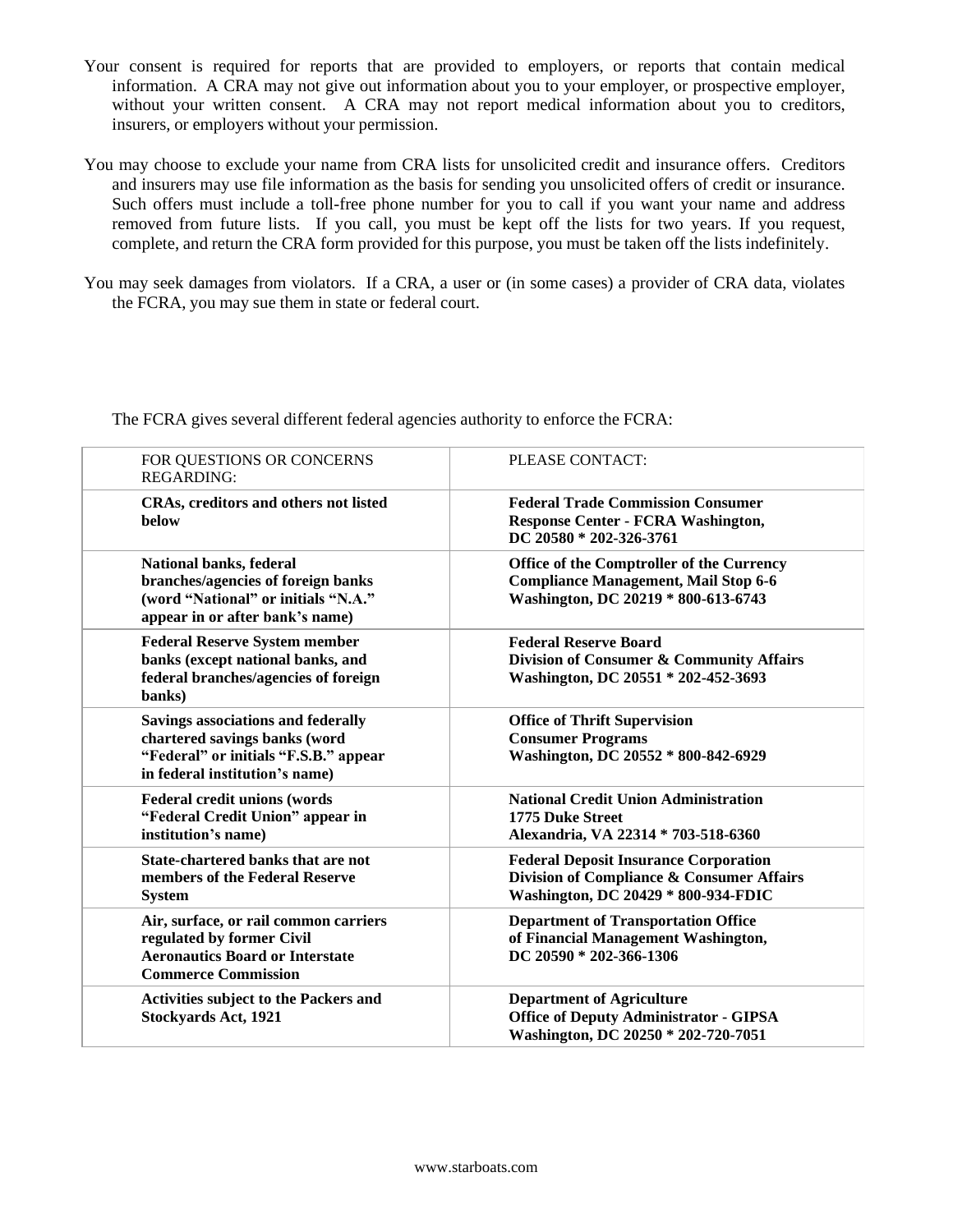Your consent is required for reports that are provided to employers, or reports that contain medical information. A CRA may not give out information about you to your employer, or prospective employer, without your written consent. A CRA may not report medical information about you to creditors, insurers, or employers without your permission.

You may choose to exclude your name from CRA lists for unsolicited credit and insurance offers. Creditors and insurers may use file information as the basis for sending you unsolicited offers of credit or insurance. Such offers must include a toll-free phone number for you to call if you want your name and address removed from future lists. If you call, you must be kept off the lists for two years. If you request, complete, and return the CRA form provided for this purpose, you must be taken off the lists indefinitely.

You may seek damages from violators. If a CRA, a user or (in some cases) a provider of CRA data, violates the FCRA, you may sue them in state or federal court.

The FCRA gives several different federal agencies authority to enforce the FCRA:

| FOR QUESTIONS OR CONCERNS REGARDING: | PLEASE CONTACT: |
|---|---|
| **CRAs, creditors and others not listed below** | **Federal Trade Commission Consumer Response Center - FCRA Washington, DC 20580 * 202-326-3761** |
| **National banks, federal branches/agencies of foreign banks (word "National" or initials "N.A." appear in or after bank's name)** | **Office of the Comptroller of the Currency Compliance Management, Mail Stop 6-6 Washington, DC 20219 * 800-613-6743** |
| **Federal Reserve System member banks (except national banks, and federal branches/agencies of foreign banks)** | **Federal Reserve Board Division of Consumer & Community Affairs Washington, DC 20551 * 202-452-3693** |
| **Savings associations and federally chartered savings banks (word "Federal" or initials "F.S.B." appear in federal institution's name)** | **Office of Thrift Supervision Consumer Programs Washington, DC 20552 * 800-842-6929** |
| **Federal credit unions (words "Federal Credit Union" appear in institution's name)** | **National Credit Union Administration 1775 Duke Street Alexandria, VA 22314 * 703-518-6360** |
| **State-chartered banks that are not members of the Federal Reserve System** | **Federal Deposit Insurance Corporation Division of Compliance & Consumer Affairs Washington, DC 20429 * 800-934-FDIC** |
| **Air, surface, or rail common carriers regulated by former Civil Aeronautics Board or Interstate Commerce Commission** | **Department of Transportation Office of Financial Management Washington, DC 20590 * 202-366-1306** |
| **Activities subject to the Packers and Stockyards Act, 1921** | **Department of Agriculture Office of Deputy Administrator - GIPSA Washington, DC 20250 * 202-720-7051** |

www.starboats.com